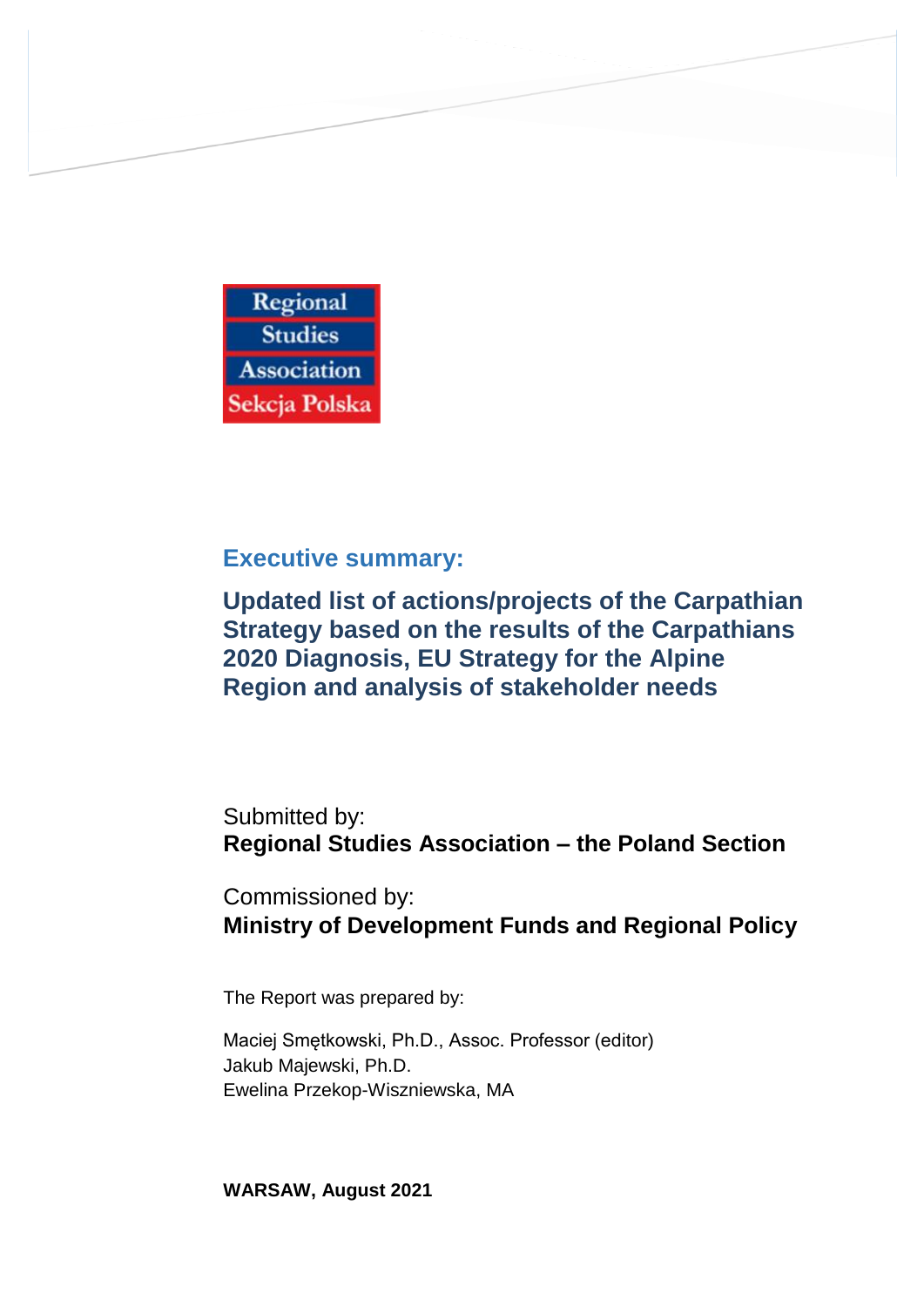Regional Studies Association Sekcja Polska

# Executive summary:

## Updated list of actions/projects of the Carpathian Strategy based on the results of the Carpathians 2020 Diagnosis, EU Strategy for the Alpine Region and analysis of stakeholder needs

Submitted by:
**Regional Studies Association – the Poland Section**

Commissioned by:
**Ministry of Development Funds and Regional Policy**

The Report was prepared by:

Maciej Smętkowski, Ph.D., Assoc. Professor (editor)
Jakub Majewski, Ph.D.
Ewelina Przekop-Wiszniewska, MA

**WARSAW, August 2021**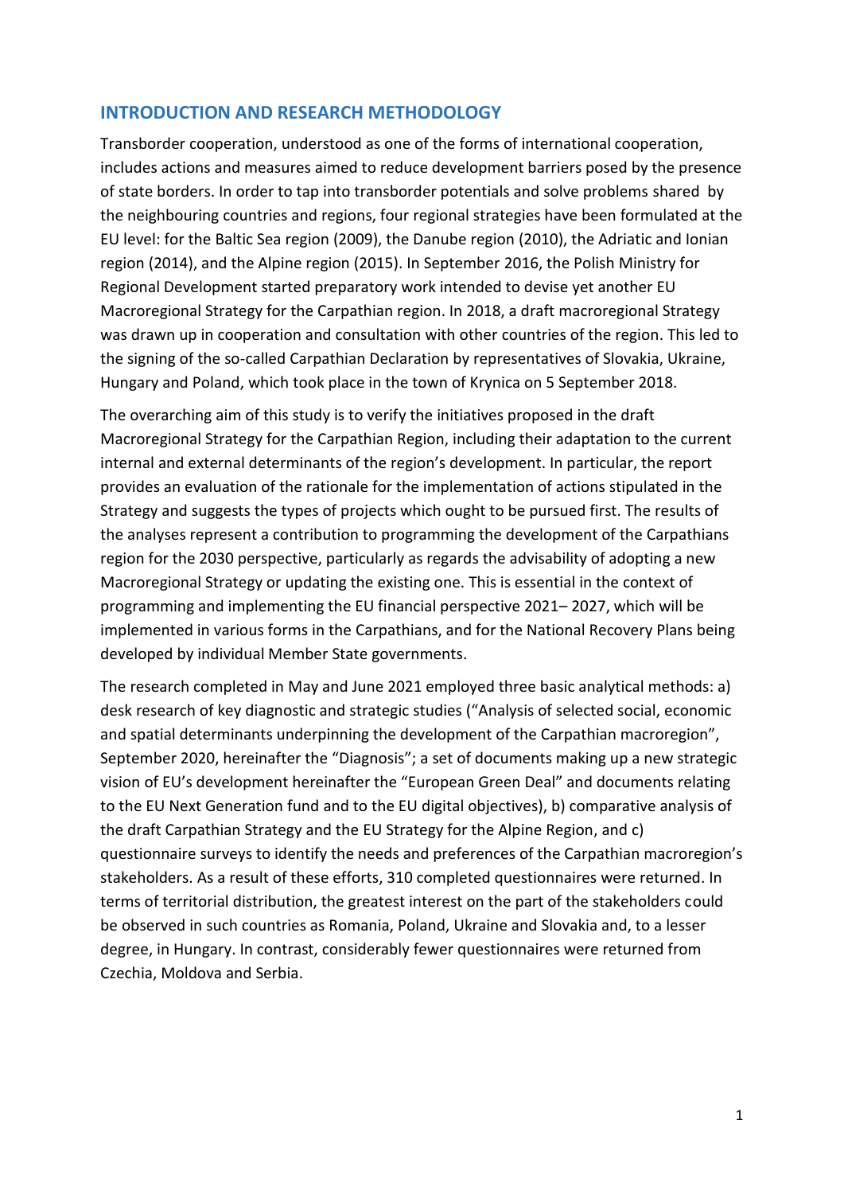## INTRODUCTION AND RESEARCH METHODOLOGY

Transborder cooperation, understood as one of the forms of international cooperation, includes actions and measures aimed to reduce development barriers posed by the presence of state borders. In order to tap into transborder potentials and solve problems shared by the neighbouring countries and regions, four regional strategies have been formulated at the EU level: for the Baltic Sea region (2009), the Danube region (2010), the Adriatic and Ionian region (2014), and the Alpine region (2015). In September 2016, the Polish Ministry for Regional Development started preparatory work intended to devise yet another EU Macroregional Strategy for the Carpathian region. In 2018, a draft macroregional Strategy was drawn up in cooperation and consultation with other countries of the region. This led to the signing of the so-called Carpathian Declaration by representatives of Slovakia, Ukraine, Hungary and Poland, which took place in the town of Krynica on 5 September 2018.

The overarching aim of this study is to verify the initiatives proposed in the draft Macroregional Strategy for the Carpathian Region, including their adaptation to the current internal and external determinants of the region's development. In particular, the report provides an evaluation of the rationale for the implementation of actions stipulated in the Strategy and suggests the types of projects which ought to be pursued first. The results of the analyses represent a contribution to programming the development of the Carpathians region for the 2030 perspective, particularly as regards the advisability of adopting a new Macroregional Strategy or updating the existing one. This is essential in the context of programming and implementing the EU financial perspective 2021– 2027, which will be implemented in various forms in the Carpathians, and for the National Recovery Plans being developed by individual Member State governments.

The research completed in May and June 2021 employed three basic analytical methods: a) desk research of key diagnostic and strategic studies ("Analysis of selected social, economic and spatial determinants underpinning the development of the Carpathian macroregion", September 2020, hereinafter the "Diagnosis"; a set of documents making up a new strategic vision of EU's development hereinafter the "European Green Deal" and documents relating to the EU Next Generation fund and to the EU digital objectives), b) comparative analysis of the draft Carpathian Strategy and the EU Strategy for the Alpine Region, and c) questionnaire surveys to identify the needs and preferences of the Carpathian macroregion's stakeholders. As a result of these efforts, 310 completed questionnaires were returned. In terms of territorial distribution, the greatest interest on the part of the stakeholders could be observed in such countries as Romania, Poland, Ukraine and Slovakia and, to a lesser degree, in Hungary. In contrast, considerably fewer questionnaires were returned from Czechia, Moldova and Serbia.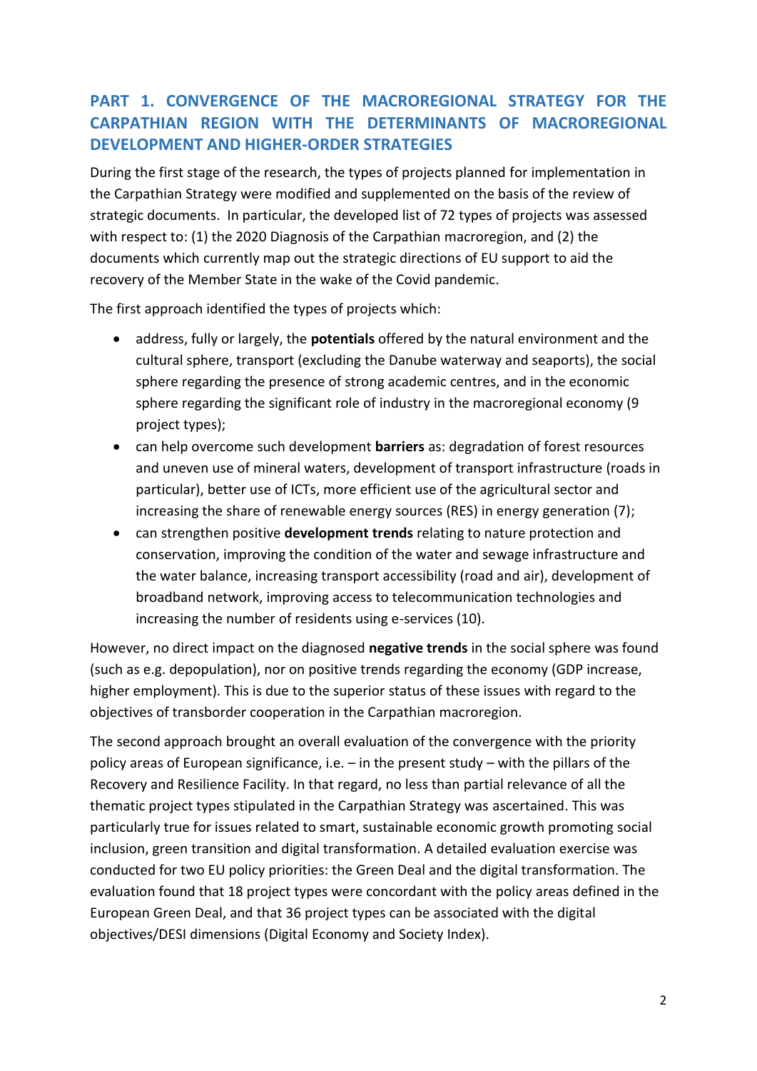## PART 1. CONVERGENCE OF THE MACROREGIONAL STRATEGY FOR THE CARPATHIAN REGION WITH THE DETERMINANTS OF MACROREGIONAL DEVELOPMENT AND HIGHER-ORDER STRATEGIES

During the first stage of the research, the types of projects planned for implementation in the Carpathian Strategy were modified and supplemented on the basis of the review of strategic documents. In particular, the developed list of 72 types of projects was assessed with respect to: (1) the 2020 Diagnosis of the Carpathian macroregion, and (2) the documents which currently map out the strategic directions of EU support to aid the recovery of the Member State in the wake of the Covid pandemic.

The first approach identified the types of projects which:

- address, fully or largely, the **potentials** offered by the natural environment and the cultural sphere, transport (excluding the Danube waterway and seaports), the social sphere regarding the presence of strong academic centres, and in the economic sphere regarding the significant role of industry in the macroregional economy (9 project types);
- can help overcome such development **barriers** as: degradation of forest resources and uneven use of mineral waters, development of transport infrastructure (roads in particular), better use of ICTs, more efficient use of the agricultural sector and increasing the share of renewable energy sources (RES) in energy generation (7);
- can strengthen positive **development trends** relating to nature protection and conservation, improving the condition of the water and sewage infrastructure and the water balance, increasing transport accessibility (road and air), development of broadband network, improving access to telecommunication technologies and increasing the number of residents using e-services (10).

However, no direct impact on the diagnosed **negative trends** in the social sphere was found (such as e.g. depopulation), nor on positive trends regarding the economy (GDP increase, higher employment). This is due to the superior status of these issues with regard to the objectives of transborder cooperation in the Carpathian macroregion.

The second approach brought an overall evaluation of the convergence with the priority policy areas of European significance, i.e. – in the present study – with the pillars of the Recovery and Resilience Facility. In that regard, no less than partial relevance of all the thematic project types stipulated in the Carpathian Strategy was ascertained. This was particularly true for issues related to smart, sustainable economic growth promoting social inclusion, green transition and digital transformation. A detailed evaluation exercise was conducted for two EU policy priorities: the Green Deal and the digital transformation. The evaluation found that 18 project types were concordant with the policy areas defined in the European Green Deal, and that 36 project types can be associated with the digital objectives/DESI dimensions (Digital Economy and Society Index).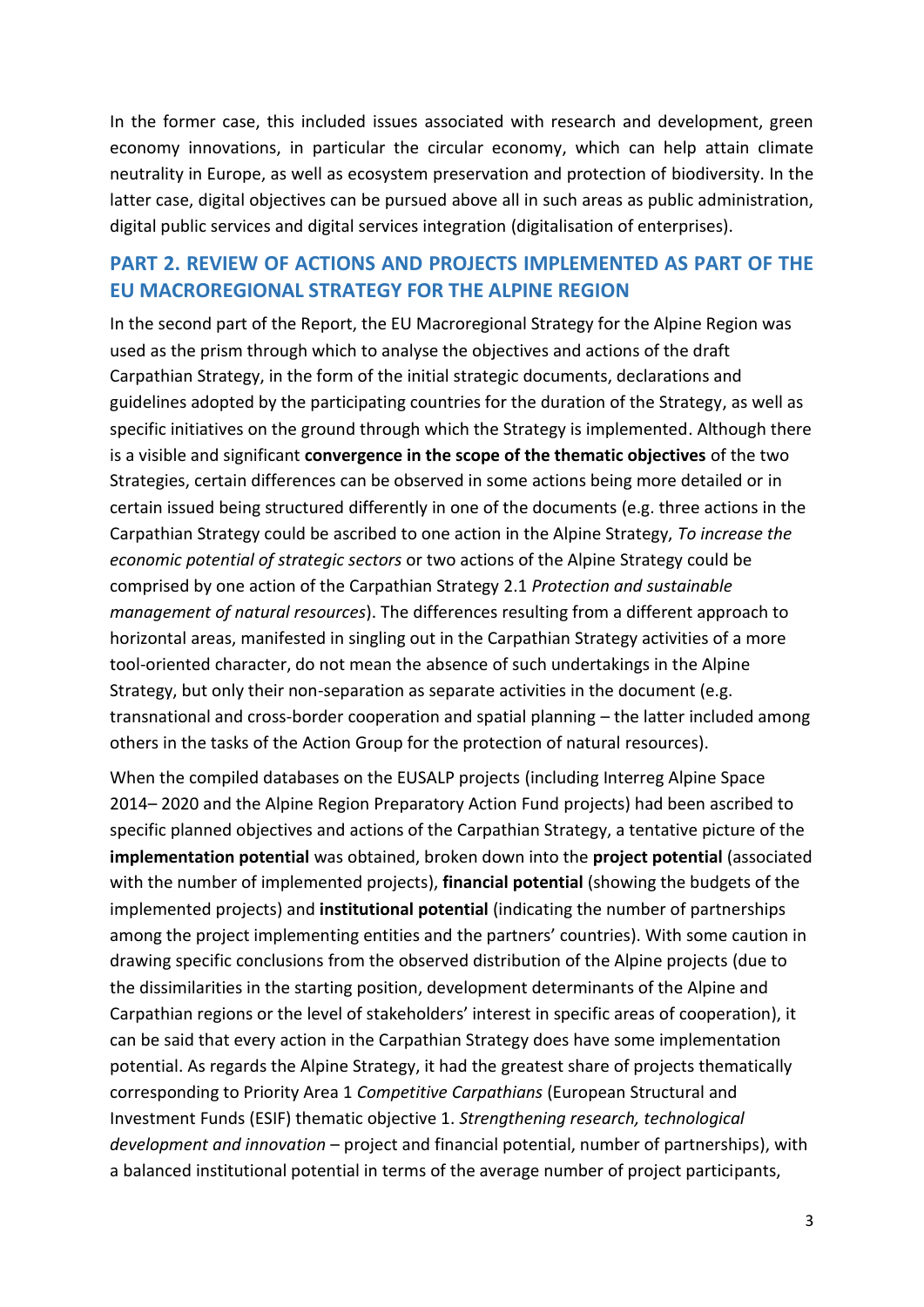In the former case, this included issues associated with research and development, green economy innovations, in particular the circular economy, which can help attain climate neutrality in Europe, as well as ecosystem preservation and protection of biodiversity. In the latter case, digital objectives can be pursued above all in such areas as public administration, digital public services and digital services integration (digitalisation of enterprises).

## PART 2. REVIEW OF ACTIONS AND PROJECTS IMPLEMENTED AS PART OF THE EU MACROREGIONAL STRATEGY FOR THE ALPINE REGION

In the second part of the Report, the EU Macroregional Strategy for the Alpine Region was used as the prism through which to analyse the objectives and actions of the draft Carpathian Strategy, in the form of the initial strategic documents, declarations and guidelines adopted by the participating countries for the duration of the Strategy, as well as specific initiatives on the ground through which the Strategy is implemented. Although there is a visible and significant **convergence in the scope of the thematic objectives** of the two Strategies, certain differences can be observed in some actions being more detailed or in certain issued being structured differently in one of the documents (e.g. three actions in the Carpathian Strategy could be ascribed to one action in the Alpine Strategy, *To increase the economic potential of strategic sectors* or two actions of the Alpine Strategy could be comprised by one action of the Carpathian Strategy 2.1 *Protection and sustainable management of natural resources*). The differences resulting from a different approach to horizontal areas, manifested in singling out in the Carpathian Strategy activities of a more tool-oriented character, do not mean the absence of such undertakings in the Alpine Strategy, but only their non-separation as separate activities in the document (e.g. transnational and cross-border cooperation and spatial planning – the latter included among others in the tasks of the Action Group for the protection of natural resources).

When the compiled databases on the EUSALP projects (including Interreg Alpine Space 2014– 2020 and the Alpine Region Preparatory Action Fund projects) had been ascribed to specific planned objectives and actions of the Carpathian Strategy, a tentative picture of the **implementation potential** was obtained, broken down into the **project potential** (associated with the number of implemented projects), **financial potential** (showing the budgets of the implemented projects) and **institutional potential** (indicating the number of partnerships among the project implementing entities and the partners' countries). With some caution in drawing specific conclusions from the observed distribution of the Alpine projects (due to the dissimilarities in the starting position, development determinants of the Alpine and Carpathian regions or the level of stakeholders' interest in specific areas of cooperation), it can be said that every action in the Carpathian Strategy does have some implementation potential. As regards the Alpine Strategy, it had the greatest share of projects thematically corresponding to Priority Area 1 *Competitive Carpathians* (European Structural and Investment Funds (ESIF) thematic objective 1. *Strengthening research, technological development and innovation* – project and financial potential, number of partnerships), with a balanced institutional potential in terms of the average number of project participants,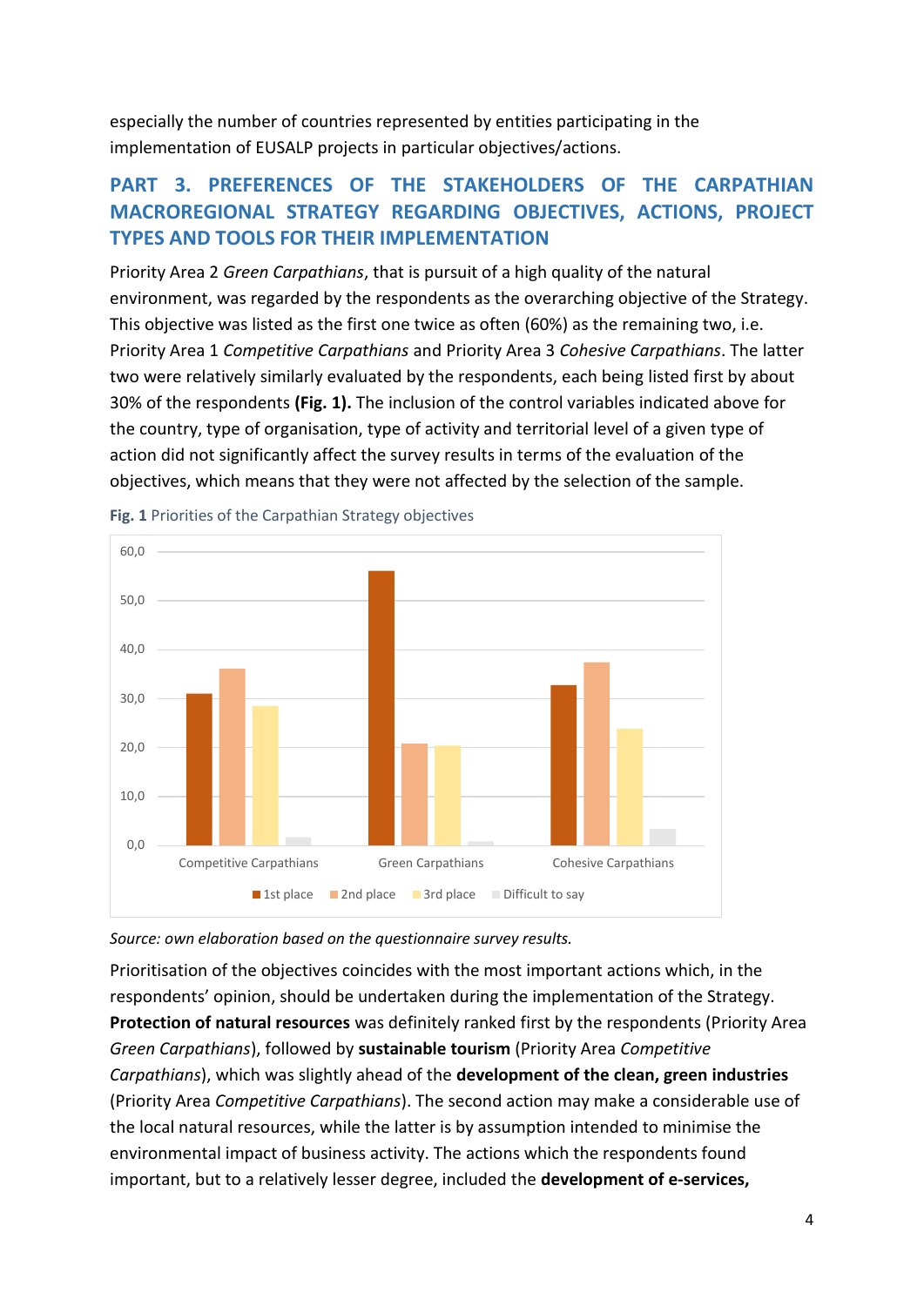especially the number of countries represented by entities participating in the implementation of EUSALP projects in particular objectives/actions.

## PART 3. PREFERENCES OF THE STAKEHOLDERS OF THE CARPATHIAN MACROREGIONAL STRATEGY REGARDING OBJECTIVES, ACTIONS, PROJECT TYPES AND TOOLS FOR THEIR IMPLEMENTATION

Priority Area 2 *Green Carpathians*, that is pursuit of a high quality of the natural environment, was regarded by the respondents as the overarching objective of the Strategy. This objective was listed as the first one twice as often (60%) as the remaining two, i.e. Priority Area 1 *Competitive Carpathians* and Priority Area 3 *Cohesive Carpathians*. The latter two were relatively similarly evaluated by the respondents, each being listed first by about 30% of the respondents **(Fig. 1).** The inclusion of the control variables indicated above for the country, type of organisation, type of activity and territorial level of a given type of action did not significantly affect the survey results in terms of the evaluation of the objectives, which means that they were not affected by the selection of the sample.

**Fig. 1** Priorities of the Carpathian Strategy objectives

*Source: own elaboration based on the questionnaire survey results.*

Prioritisation of the objectives coincides with the most important actions which, in the respondents' opinion, should be undertaken during the implementation of the Strategy. **Protection of natural resources** was definitely ranked first by the respondents (Priority Area *Green Carpathians*), followed by **sustainable tourism** (Priority Area *Competitive Carpathians*), which was slightly ahead of the **development of the clean, green industries** (Priority Area *Competitive Carpathians*). The second action may make a considerable use of the local natural resources, while the latter is by assumption intended to minimise the environmental impact of business activity. The actions which the respondents found important, but to a relatively lesser degree, included the **development of e-services,**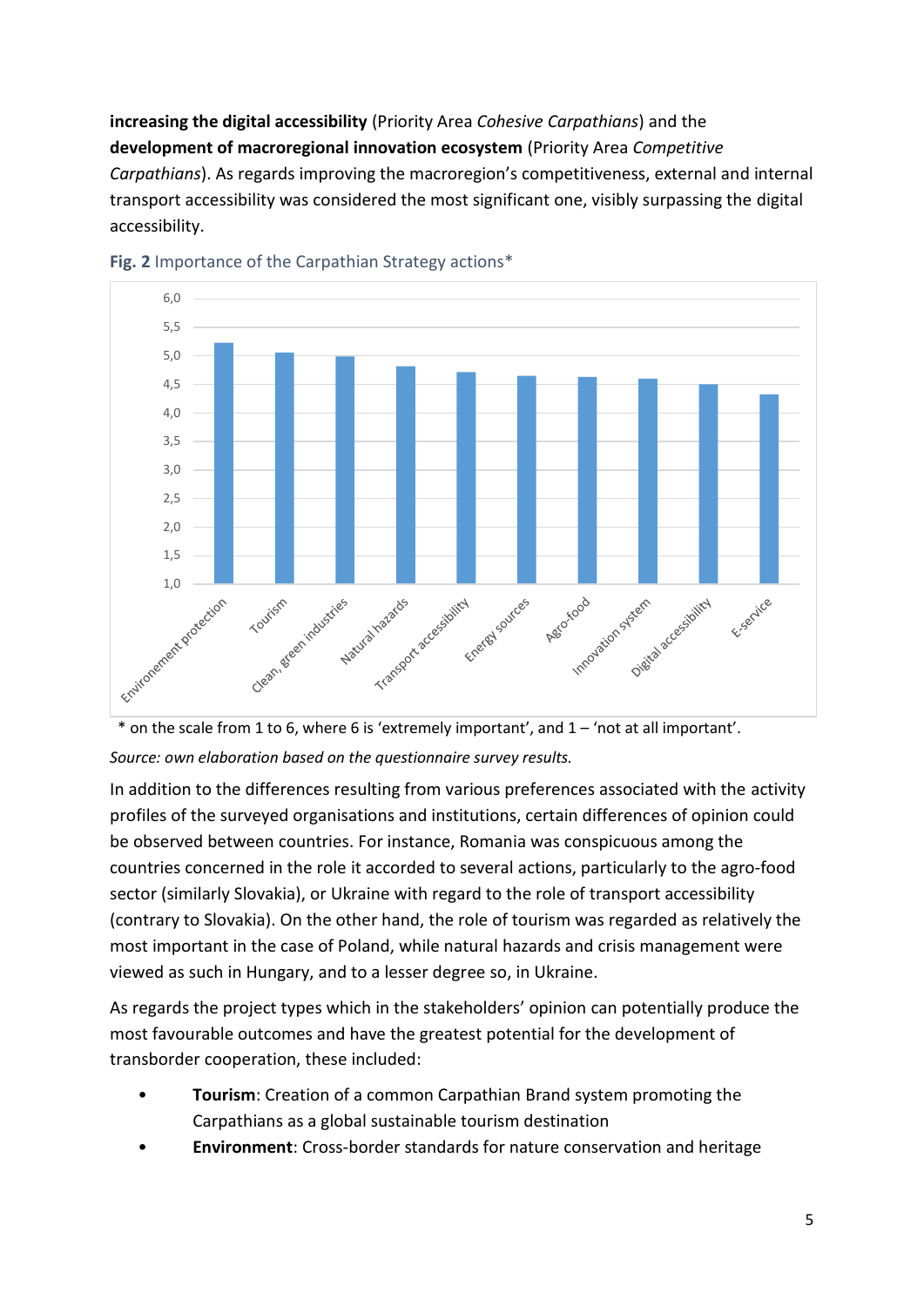**increasing the digital accessibility** (Priority Area *Cohesive Carpathians*) and the **development of macroregional innovation ecosystem** (Priority Area *Competitive Carpathians*). As regards improving the macroregion's competitiveness, external and internal transport accessibility was considered the most significant one, visibly surpassing the digital accessibility.

**Fig. 2** Importance of the Carpathian Strategy actions*

\* on the scale from 1 to 6, where 6 is 'extremely important', and 1 – 'not at all important'.

*Source: own elaboration based on the questionnaire survey results.*

In addition to the differences resulting from various preferences associated with the activity profiles of the surveyed organisations and institutions, certain differences of opinion could be observed between countries. For instance, Romania was conspicuous among the countries concerned in the role it accorded to several actions, particularly to the agro-food sector (similarly Slovakia), or Ukraine with regard to the role of transport accessibility (contrary to Slovakia). On the other hand, the role of tourism was regarded as relatively the most important in the case of Poland, while natural hazards and crisis management were viewed as such in Hungary, and to a lesser degree so, in Ukraine.

As regards the project types which in the stakeholders' opinion can potentially produce the most favourable outcomes and have the greatest potential for the development of transborder cooperation, these included:

- **Tourism**: Creation of a common Carpathian Brand system promoting the Carpathians as a global sustainable tourism destination
- **Environment**: Cross-border standards for nature conservation and heritage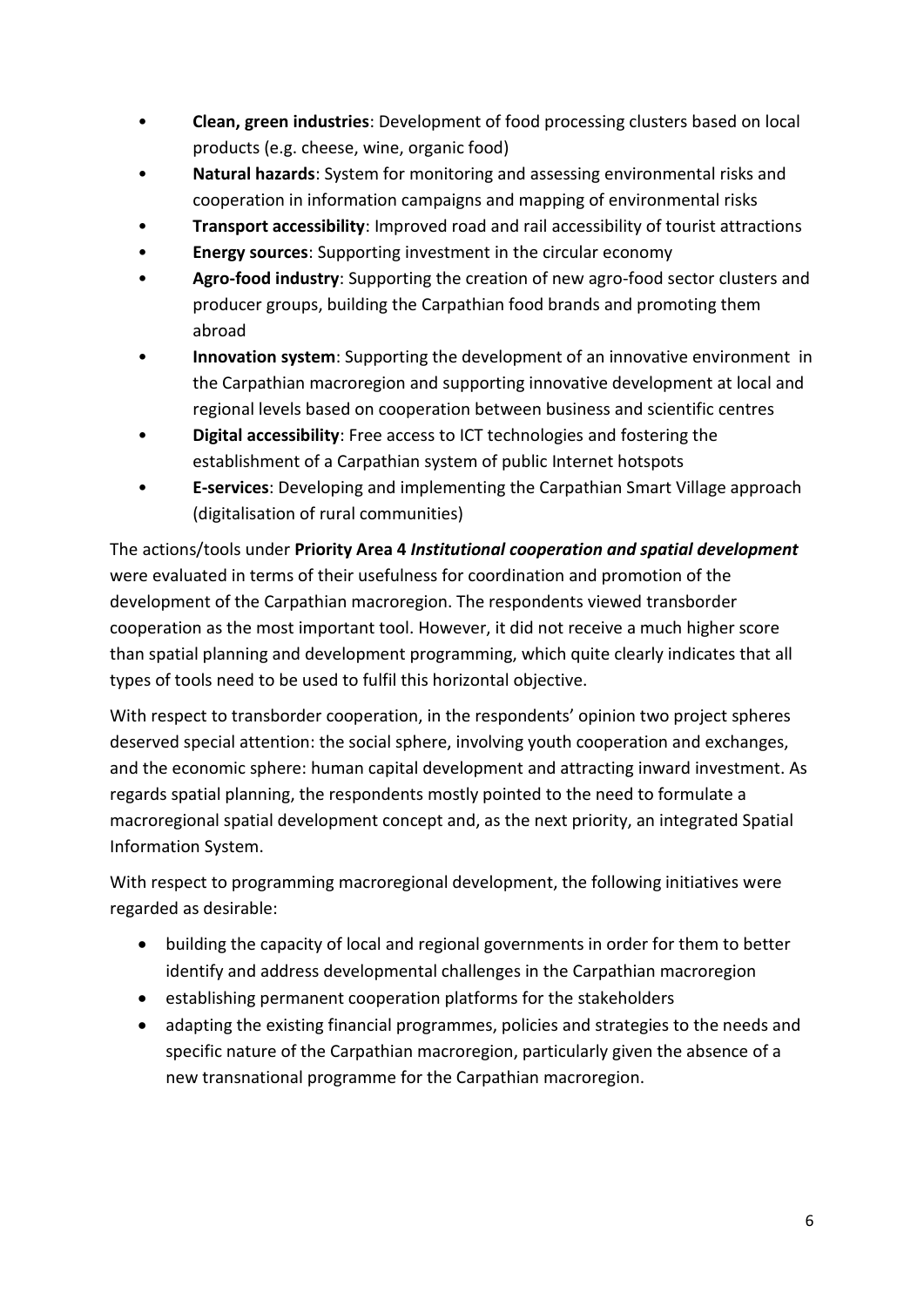- **Clean, green industries**: Development of food processing clusters based on local products (e.g. cheese, wine, organic food)
- **Natural hazards**: System for monitoring and assessing environmental risks and cooperation in information campaigns and mapping of environmental risks
- **Transport accessibility**: Improved road and rail accessibility of tourist attractions
- **Energy sources**: Supporting investment in the circular economy
- **Agro-food industry**: Supporting the creation of new agro-food sector clusters and producer groups, building the Carpathian food brands and promoting them abroad
- **Innovation system**: Supporting the development of an innovative environment in the Carpathian macroregion and supporting innovative development at local and regional levels based on cooperation between business and scientific centres
- **Digital accessibility**: Free access to ICT technologies and fostering the establishment of a Carpathian system of public Internet hotspots
- **E-services**: Developing and implementing the Carpathian Smart Village approach (digitalisation of rural communities)

The actions/tools under **Priority Area 4** ***Institutional cooperation and spatial development*** were evaluated in terms of their usefulness for coordination and promotion of the development of the Carpathian macroregion. The respondents viewed transborder cooperation as the most important tool. However, it did not receive a much higher score than spatial planning and development programming, which quite clearly indicates that all types of tools need to be used to fulfil this horizontal objective.

With respect to transborder cooperation, in the respondents' opinion two project spheres deserved special attention: the social sphere, involving youth cooperation and exchanges, and the economic sphere: human capital development and attracting inward investment. As regards spatial planning, the respondents mostly pointed to the need to formulate a macroregional spatial development concept and, as the next priority, an integrated Spatial Information System.

With respect to programming macroregional development, the following initiatives were regarded as desirable:

- building the capacity of local and regional governments in order for them to better identify and address developmental challenges in the Carpathian macroregion
- establishing permanent cooperation platforms for the stakeholders
- adapting the existing financial programmes, policies and strategies to the needs and specific nature of the Carpathian macroregion, particularly given the absence of a new transnational programme for the Carpathian macroregion.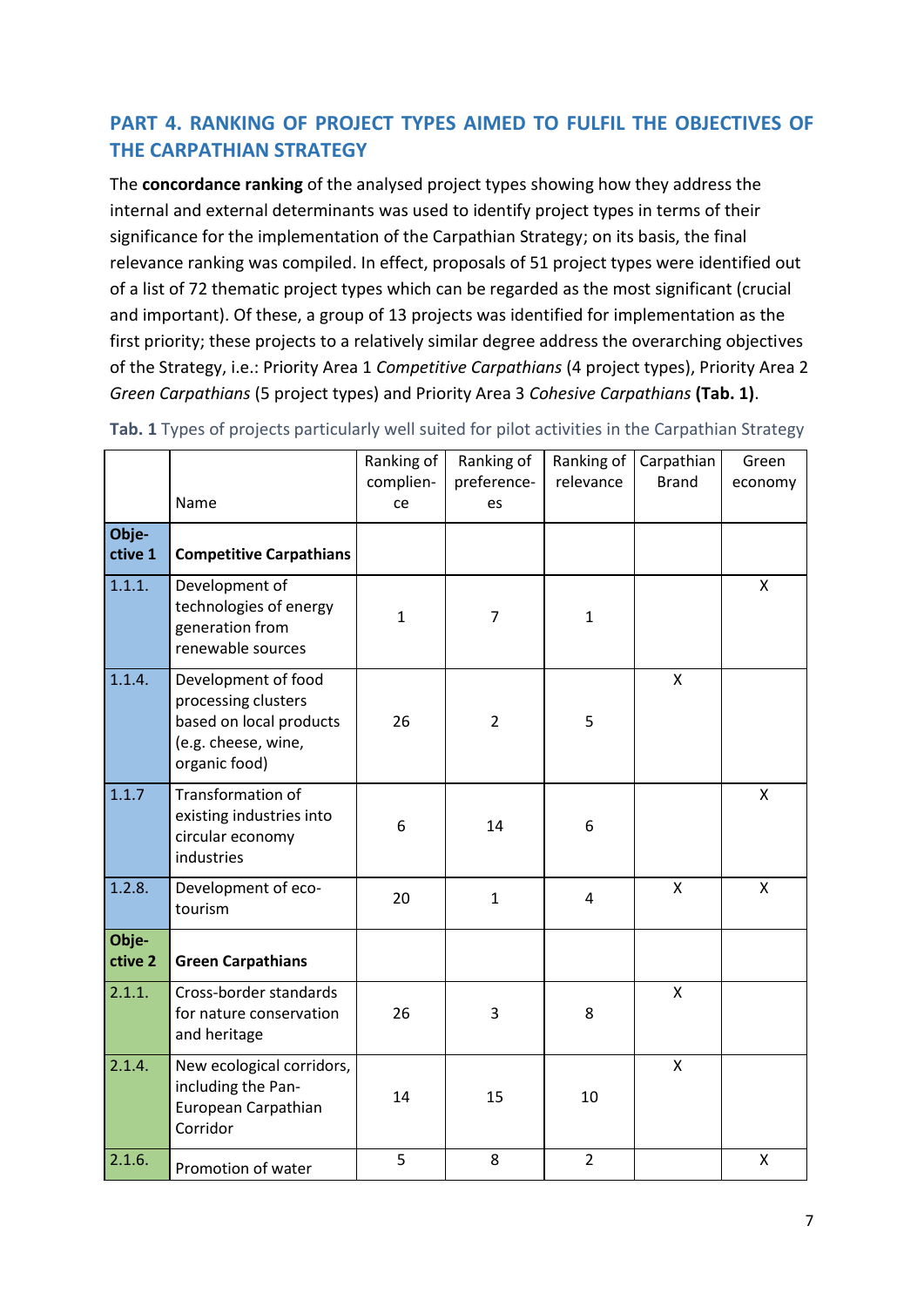## PART 4. RANKING OF PROJECT TYPES AIMED TO FULFIL THE OBJECTIVES OF THE CARPATHIAN STRATEGY

The **concordance ranking** of the analysed project types showing how they address the internal and external determinants was used to identify project types in terms of their significance for the implementation of the Carpathian Strategy; on its basis, the final relevance ranking was compiled. In effect, proposals of 51 project types were identified out of a list of 72 thematic project types which can be regarded as the most significant (crucial and important). Of these, a group of 13 projects was identified for implementation as the first priority; these projects to a relatively similar degree address the overarching objectives of the Strategy, i.e.: Priority Area 1 *Competitive Carpathians* (4 project types), Priority Area 2 *Green Carpathians* (5 project types) and Priority Area 3 *Cohesive Carpathians* **(Tab. 1)**.

**Tab. 1** Types of projects particularly well suited for pilot activities in the Carpathian Strategy

| | Name | Ranking of complien-ce | Ranking of preference-es | Ranking of relevance | Carpathian Brand | Green economy |
|---|---|---|---|---|---|---|
| **Obje-ctive 1** | **Competitive Carpathians** | | | | | |
| 1.1.1. | Development of technologies of energy generation from renewable sources | 1 | 7 | 1 | | X |
| 1.1.4. | Development of food processing clusters based on local products (e.g. cheese, wine, organic food) | 26 | 2 | 5 | X | |
| 1.1.7 | Transformation of existing industries into circular economy industries | 6 | 14 | 6 | | X |
| 1.2.8. | Development of eco-tourism | 20 | 1 | 4 | X | X |
| **Obje-ctive 2** | **Green Carpathians** | | | | | |
| 2.1.1. | Cross-border standards for nature conservation and heritage | 26 | 3 | 8 | X | |
| 2.1.4. | New ecological corridors, including the Pan-European Carpathian Corridor | 14 | 15 | 10 | X | |
| 2.1.6. | Promotion of water | 5 | 8 | 2 | | X |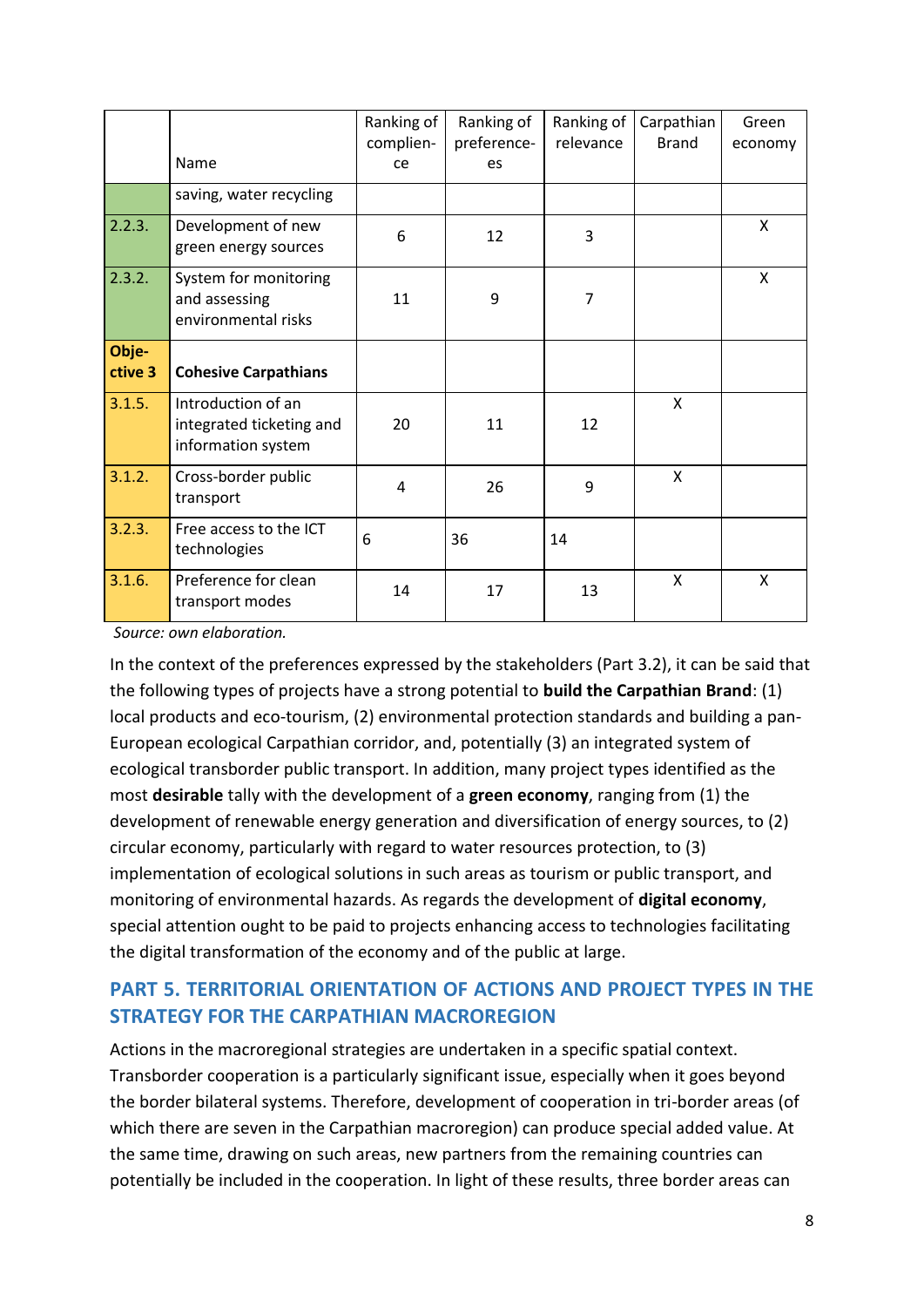| | Name | Ranking of complien-ce | Ranking of preference-es | Ranking of relevance | Carpathian Brand | Green economy |
|---|---|---|---|---|---|---|
| | saving, water recycling | | | | | |
| 2.2.3. | Development of new green energy sources | 6 | 12 | 3 | | X |
| 2.3.2. | System for monitoring and assessing environmental risks | 11 | 9 | 7 | | X |
| **Obje-ctive 3** | **Cohesive Carpathians** | | | | | |
| 3.1.5. | Introduction of an integrated ticketing and information system | 20 | 11 | 12 | X | |
| 3.1.2. | Cross-border public transport | 4 | 26 | 9 | X | |
| 3.2.3. | Free access to the ICT technologies | 6 | 36 | 14 | | |
| 3.1.6. | Preference for clean transport modes | 14 | 17 | 13 | X | X |

*Source: own elaboration.*

In the context of the preferences expressed by the stakeholders (Part 3.2), it can be said that the following types of projects have a strong potential to **build the Carpathian Brand**: (1) local products and eco-tourism, (2) environmental protection standards and building a pan-European ecological Carpathian corridor, and, potentially (3) an integrated system of ecological transborder public transport. In addition, many project types identified as the most **desirable** tally with the development of a **green economy**, ranging from (1) the development of renewable energy generation and diversification of energy sources, to (2) circular economy, particularly with regard to water resources protection, to (3) implementation of ecological solutions in such areas as tourism or public transport, and monitoring of environmental hazards. As regards the development of **digital economy**, special attention ought to be paid to projects enhancing access to technologies facilitating the digital transformation of the economy and of the public at large.

## PART 5. TERRITORIAL ORIENTATION OF ACTIONS AND PROJECT TYPES IN THE STRATEGY FOR THE CARPATHIAN MACROREGION

Actions in the macroregional strategies are undertaken in a specific spatial context. Transborder cooperation is a particularly significant issue, especially when it goes beyond the border bilateral systems. Therefore, development of cooperation in tri-border areas (of which there are seven in the Carpathian macroregion) can produce special added value. At the same time, drawing on such areas, new partners from the remaining countries can potentially be included in the cooperation. In light of these results, three border areas can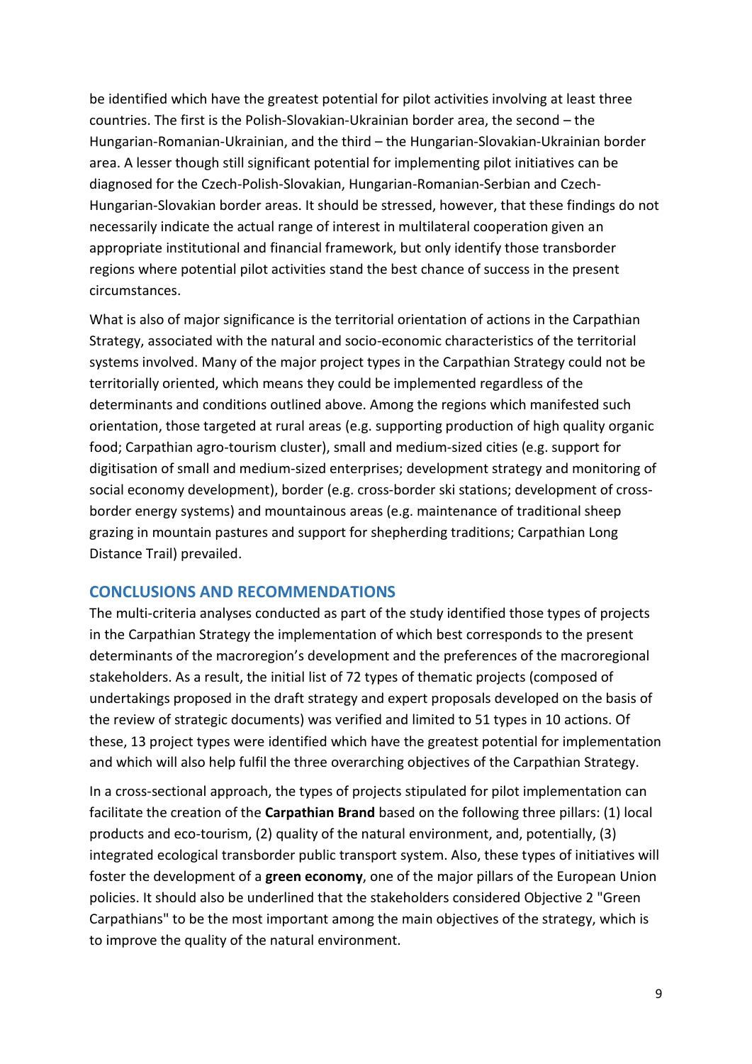be identified which have the greatest potential for pilot activities involving at least three countries. The first is the Polish-Slovakian-Ukrainian border area, the second – the Hungarian-Romanian-Ukrainian, and the third – the Hungarian-Slovakian-Ukrainian border area. A lesser though still significant potential for implementing pilot initiatives can be diagnosed for the Czech-Polish-Slovakian, Hungarian-Romanian-Serbian and Czech-Hungarian-Slovakian border areas. It should be stressed, however, that these findings do not necessarily indicate the actual range of interest in multilateral cooperation given an appropriate institutional and financial framework, but only identify those transborder regions where potential pilot activities stand the best chance of success in the present circumstances.

What is also of major significance is the territorial orientation of actions in the Carpathian Strategy, associated with the natural and socio-economic characteristics of the territorial systems involved. Many of the major project types in the Carpathian Strategy could not be territorially oriented, which means they could be implemented regardless of the determinants and conditions outlined above. Among the regions which manifested such orientation, those targeted at rural areas (e.g. supporting production of high quality organic food; Carpathian agro-tourism cluster), small and medium-sized cities (e.g. support for digitisation of small and medium-sized enterprises; development strategy and monitoring of social economy development), border (e.g. cross-border ski stations; development of cross-border energy systems) and mountainous areas (e.g. maintenance of traditional sheep grazing in mountain pastures and support for shepherding traditions; Carpathian Long Distance Trail) prevailed.

## CONCLUSIONS AND RECOMMENDATIONS

The multi-criteria analyses conducted as part of the study identified those types of projects in the Carpathian Strategy the implementation of which best corresponds to the present determinants of the macroregion's development and the preferences of the macroregional stakeholders. As a result, the initial list of 72 types of thematic projects (composed of undertakings proposed in the draft strategy and expert proposals developed on the basis of the review of strategic documents) was verified and limited to 51 types in 10 actions. Of these, 13 project types were identified which have the greatest potential for implementation and which will also help fulfil the three overarching objectives of the Carpathian Strategy.

In a cross-sectional approach, the types of projects stipulated for pilot implementation can facilitate the creation of the **Carpathian Brand** based on the following three pillars: (1) local products and eco-tourism, (2) quality of the natural environment, and, potentially, (3) integrated ecological transborder public transport system. Also, these types of initiatives will foster the development of a **green economy**, one of the major pillars of the European Union policies. It should also be underlined that the stakeholders considered Objective 2 "Green Carpathians" to be the most important among the main objectives of the strategy, which is to improve the quality of the natural environment.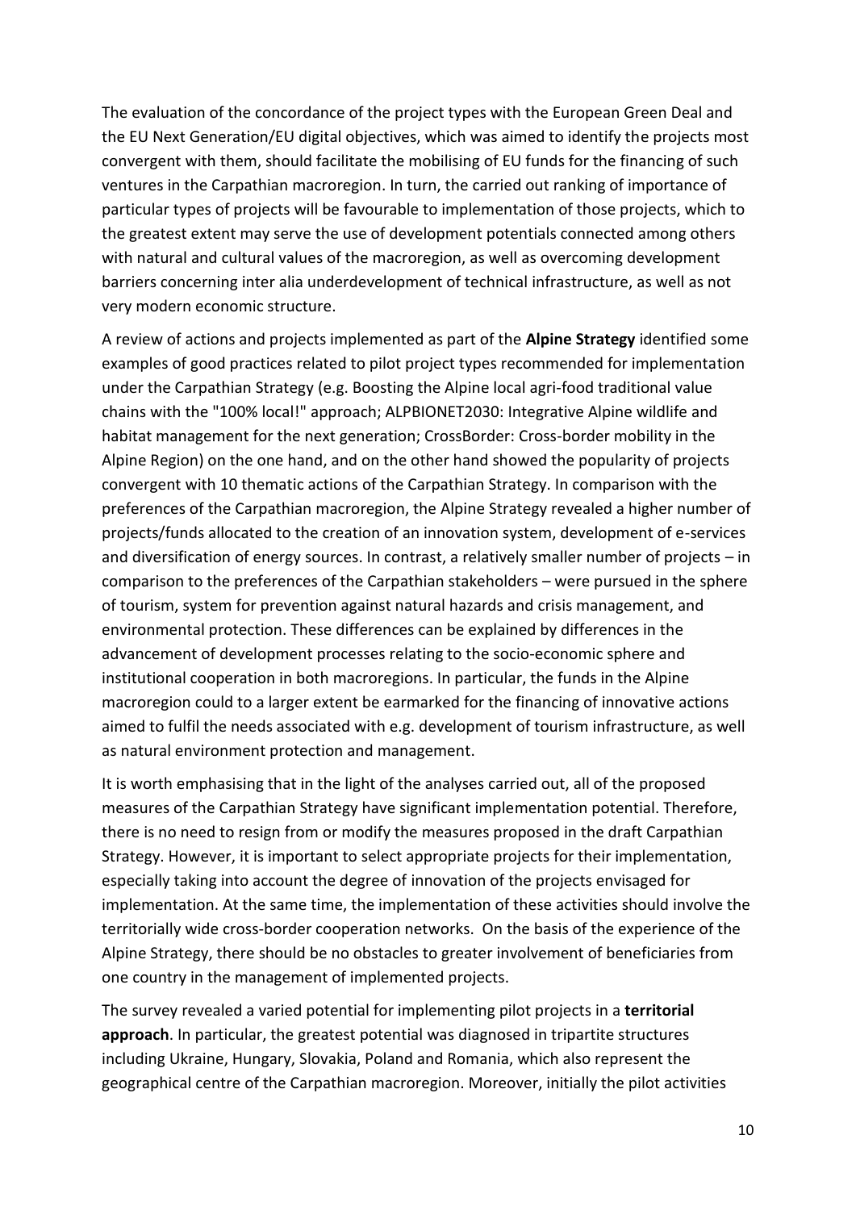The evaluation of the concordance of the project types with the European Green Deal and the EU Next Generation/EU digital objectives, which was aimed to identify the projects most convergent with them, should facilitate the mobilising of EU funds for the financing of such ventures in the Carpathian macroregion. In turn, the carried out ranking of importance of particular types of projects will be favourable to implementation of those projects, which to the greatest extent may serve the use of development potentials connected among others with natural and cultural values of the macroregion, as well as overcoming development barriers concerning inter alia underdevelopment of technical infrastructure, as well as not very modern economic structure.

A review of actions and projects implemented as part of the **Alpine Strategy** identified some examples of good practices related to pilot project types recommended for implementation under the Carpathian Strategy (e.g. Boosting the Alpine local agri-food traditional value chains with the "100% local!" approach; ALPBIONET2030: Integrative Alpine wildlife and habitat management for the next generation; CrossBorder: Cross-border mobility in the Alpine Region) on the one hand, and on the other hand showed the popularity of projects convergent with 10 thematic actions of the Carpathian Strategy. In comparison with the preferences of the Carpathian macroregion, the Alpine Strategy revealed a higher number of projects/funds allocated to the creation of an innovation system, development of e-services and diversification of energy sources. In contrast, a relatively smaller number of projects – in comparison to the preferences of the Carpathian stakeholders – were pursued in the sphere of tourism, system for prevention against natural hazards and crisis management, and environmental protection. These differences can be explained by differences in the advancement of development processes relating to the socio-economic sphere and institutional cooperation in both macroregions. In particular, the funds in the Alpine macroregion could to a larger extent be earmarked for the financing of innovative actions aimed to fulfil the needs associated with e.g. development of tourism infrastructure, as well as natural environment protection and management.

It is worth emphasising that in the light of the analyses carried out, all of the proposed measures of the Carpathian Strategy have significant implementation potential. Therefore, there is no need to resign from or modify the measures proposed in the draft Carpathian Strategy. However, it is important to select appropriate projects for their implementation, especially taking into account the degree of innovation of the projects envisaged for implementation. At the same time, the implementation of these activities should involve the territorially wide cross-border cooperation networks. On the basis of the experience of the Alpine Strategy, there should be no obstacles to greater involvement of beneficiaries from one country in the management of implemented projects.

The survey revealed a varied potential for implementing pilot projects in a **territorial approach**. In particular, the greatest potential was diagnosed in tripartite structures including Ukraine, Hungary, Slovakia, Poland and Romania, which also represent the geographical centre of the Carpathian macroregion. Moreover, initially the pilot activities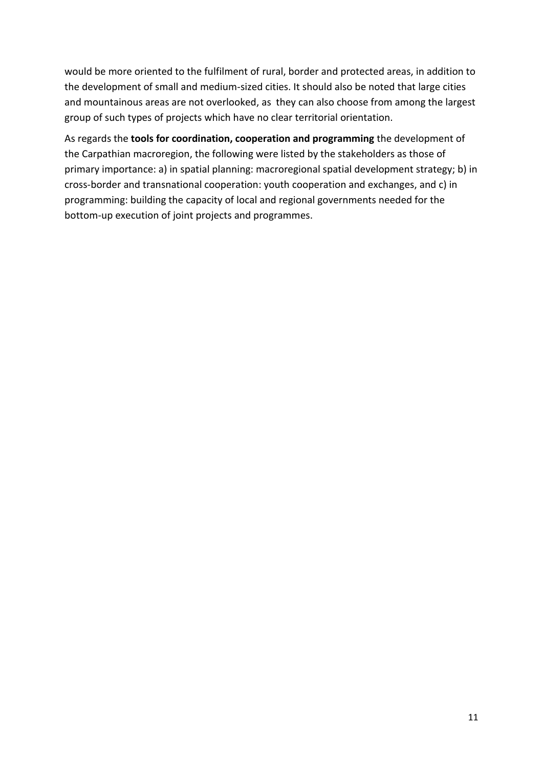would be more oriented to the fulfilment of rural, border and protected areas, in addition to the development of small and medium-sized cities. It should also be noted that large cities and mountainous areas are not overlooked, as they can also choose from among the largest group of such types of projects which have no clear territorial orientation.

As regards the **tools for coordination, cooperation and programming** the development of the Carpathian macroregion, the following were listed by the stakeholders as those of primary importance: a) in spatial planning: macroregional spatial development strategy; b) in cross-border and transnational cooperation: youth cooperation and exchanges, and c) in programming: building the capacity of local and regional governments needed for the bottom-up execution of joint projects and programmes.